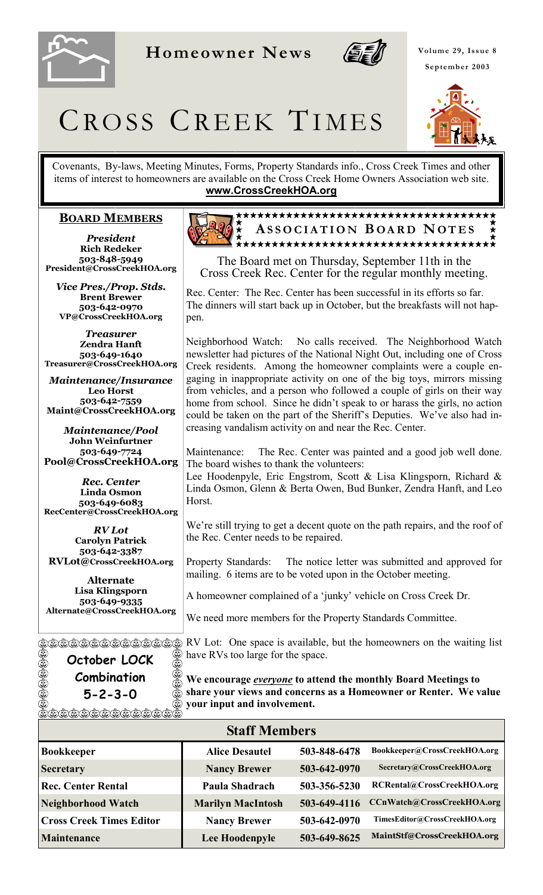# Homeowner News

Volume 29, Issue 8

September 2003

# CROSS CREEK TIMES

Covenants, By-laws, Meeting Minutes, Forms, Property Standards info., Cross Creek Times and other items of interest to homeowners are available on the Cross Creek Home Owners Association web site.
**www.CrossCreekHOA.org**

## BOARD MEMBERS

***President***
**Rich Redeker**
**503-848-5949**
**President@CrossCreekHOA.org**

***Vice Pres./Prop. Stds.***
**Brent Brewer**
**503-642-0970**
**VP@CrossCreekHOA.org**

***Treasurer***
**Zendra Hanft**
**503-649-1640**
**Treasurer@CrossCreekHOA.org**

***Maintenance/Insurance***
**Leo Horst**
**503-642-7559**
**Maint@CrossCreekHOA.org**

***Maintenance/Pool***
**John Weinfurtner**
**503-649-7724**
**Pool@CrossCreekHOA.org**

***Rec. Center***
**Linda Osmon**
**503-649-6083**
**RecCenter@CrossCreekHOA.org**

***RV Lot***
**Carolyn Patrick**
**503-642-3387**
**RVLot@CrossCreekHOA.org**

**Alternate**
**Lisa Klingsporn**
**503-649-9335**
**Alternate@CrossCreekHOA.org**

**October LOCK Combination**
**5-2-3-0**

## ASSOCIATION BOARD NOTES

The Board met on Thursday, September 11th in the Cross Creek Rec. Center for the regular monthly meeting.

Rec. Center: The Rec. Center has been successful in its efforts so far. The dinners will start back up in October, but the breakfasts will not happen.

Neighborhood Watch: No calls received. The Neighborhood Watch newsletter had pictures of the National Night Out, including one of Cross Creek residents. Among the homeowner complaints were a couple engaging in inappropriate activity on one of the big toys, mirrors missing from vehicles, and a person who followed a couple of girls on their way home from school. Since he didn't speak to or harass the girls, no action could be taken on the part of the Sheriff's Deputies. We've also had increasing vandalism activity on and near the Rec. Center.

Maintenance: The Rec. Center was painted and a good job well done. The board wishes to thank the volunteers:
Lee Hoodenpyle, Eric Engstrom, Scott & Lisa Klingsporn, Richard & Linda Osmon, Glenn & Berta Owen, Bud Bunker, Zendra Hanft, and Leo Horst.

We're still trying to get a decent quote on the path repairs, and the roof of the Rec. Center needs to be repaired.

Property Standards: The notice letter was submitted and approved for mailing. 6 items are to be voted upon in the October meeting.

A homeowner complained of a 'junky' vehicle on Cross Creek Dr.

We need more members for the Property Standards Committee.

RV Lot: One space is available, but the homeowners on the waiting list have RVs too large for the space.

**We encourage *everyone* to attend the monthly Board Meetings to share your views and concerns as a Homeowner or Renter. We value your input and involvement.**

## Staff Members

| | | | |
|---|---|---|---|
| **Bookkeeper** | **Alice Desautel** | **503-848-6478** | **Bookkeeper@CrossCreekHOA.org** |
| **Secretary** | **Nancy Brewer** | **503-642-0970** | **Secretary@CrossCreekHOA.org** |
| **Rec. Center Rental** | **Paula Shadrach** | **503-356-5230** | **RCRental@CrossCreekHOA.org** |
| **Neighborhood Watch** | **Marilyn MacIntosh** | **503-649-4116** | **CCnWatch@CrossCreekHOA.org** |
| **Cross Creek Times Editor** | **Nancy Brewer** | **503-642-0970** | **TimesEditor@CrossCreekHOA.org** |
| **Maintenance** | **Lee Hoodenpyle** | **503-649-8625** | **MaintStf@CrossCreekHOA.org** |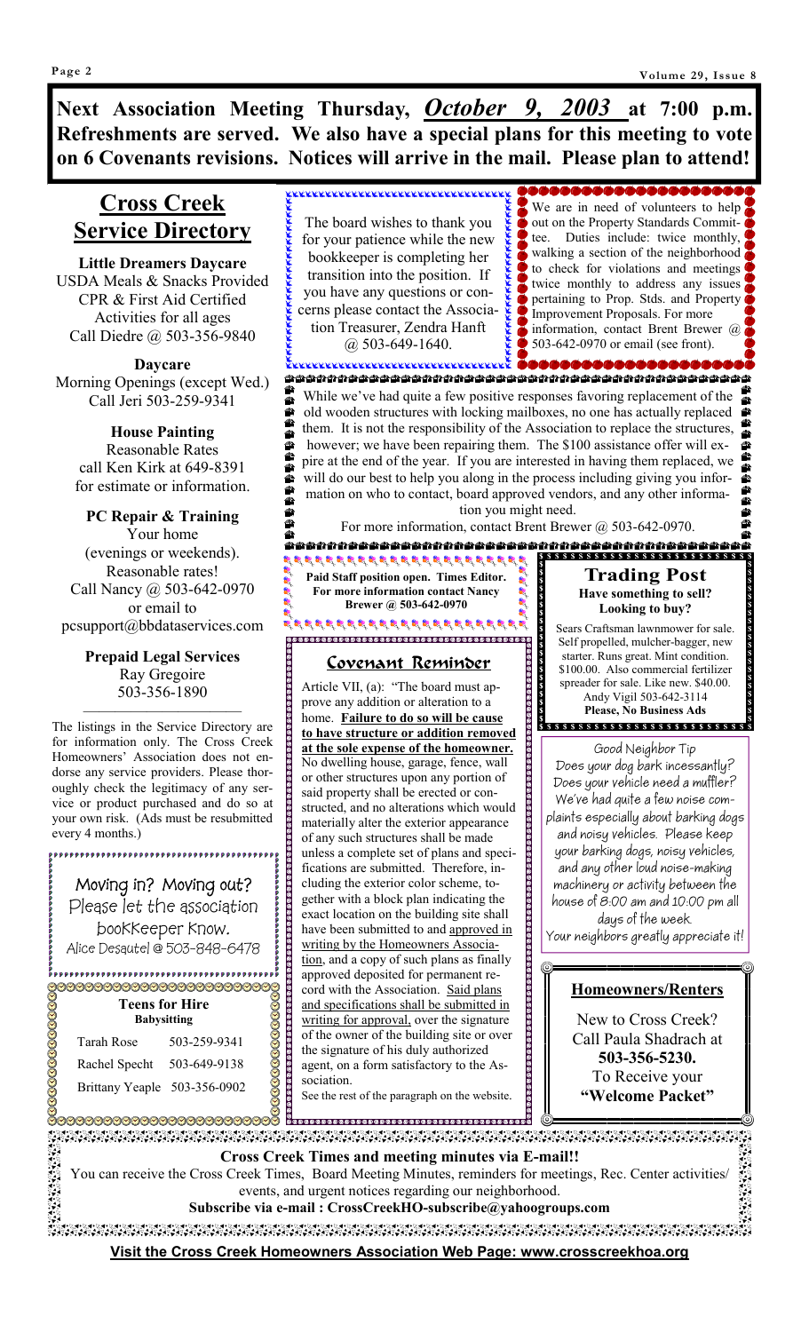**Next Association Meeting Thursday, *October 9, 2003* at 7:00 p.m. Refreshments are served. We also have a special plans for this meeting to vote on 6 Covenants revisions. Notices will arrive in the mail. Please plan to attend!**

## Cross Creek Service Directory

**Little Dreamers Daycare**
USDA Meals & Snacks Provided
CPR & First Aid Certified
Activities for all ages
Call Diedre @ 503-356-9840

**Daycare**
Morning Openings (except Wed.)
Call Jeri 503-259-9341

**House Painting**
Reasonable Rates
call Ken Kirk at 649-8391
for estimate or information.

**PC Repair & Training**
Your home
(evenings or weekends).
Reasonable rates!
Call Nancy @ 503-642-0970
or email to
pcsupport@bbdataservices.com

**Prepaid Legal Services**
Ray Gregoire
503-356-1890

The listings in the Service Directory are for information only. The Cross Creek Homeowners' Association does not endorse any service providers. Please thoroughly check the legitimacy of any service or product purchased and do so at your own risk. (Ads must be resubmitted every 4 months.)

Moving in? Moving out?
Please let the association bookkeeper know.
Alice Desautel @ 503-848-6478

**Teens for Hire**
**Babysitting**

| | |
|---|---|
| Tarah Rose | 503-259-9341 |
| Rachel Specht | 503-649-9138 |
| Brittany Yeaple | 503-356-0902 |

The board wishes to thank you for your patience while the new bookkeeper is completing her transition into the position. If you have any questions or concerns please contact the Association Treasurer, Zendra Hanft @ 503-649-1640.

We are in need of volunteers to help out on the Property Standards Committee. Duties include: twice monthly, walking a section of the neighborhood to check for violations and meetings twice monthly to address any issues pertaining to Prop. Stds. and Property Improvement Proposals. For more information, contact Brent Brewer @ 503-642-0970 or email (see front).

While we've had quite a few positive responses favoring replacement of the old wooden structures with locking mailboxes, no one has actually replaced them. It is not the responsibility of the Association to replace the structures, however; we have been repairing them. The $100 assistance offer will expire at the end of the year. If you are interested in having them replaced, we will do our best to help you along in the process including giving you information on who to contact, board approved vendors, and any other information you might need.

For more information, contact Brent Brewer @ 503-642-0970.

**Paid Staff position open. Times Editor. For more information contact Nancy Brewer @ 503-642-0970**

### Covenant Reminder

Article VII, (a): "The board must approve any addition or alteration to a home. **Failure to do so will be cause to have structure or addition removed at the sole expense of the homeowner.** No dwelling house, garage, fence, wall or other structures upon any portion of said property shall be erected or constructed, and no alterations which would materially alter the exterior appearance of any such structures shall be made unless a complete set of plans and specifications are submitted. Therefore, including the exterior color scheme, together with a block plan indicating the exact location on the building site shall have been submitted to and approved in writing by the Homeowners Association, and a copy of such plans as finally approved deposited for permanent record with the Association. Said plans and specifications shall be submitted in writing for approval, over the signature of the owner of the building site or over the signature of his duly authorized agent, on a form satisfactory to the Association.

See the rest of the paragraph on the website.

### Trading Post

**Have something to sell? Looking to buy?**

Sears Craftsman lawnmower for sale. Self propelled, mulcher-bagger, new starter. Runs great. Mint condition. $100.00. Also commercial fertilizer spreader for sale. Like new. $40.00. Andy Vigil 503-642-3114

**Please, No Business Ads**

Good Neighbor Tip
Does your dog bark incessantly? Does your vehicle need a muffler? We've had quite a few noise complaints especially about barking dogs and noisy vehicles. Please keep your barking dogs, noisy vehicles, and any other loud noise-making machinery or activity between the house of 8:00 am and 10:00 pm all days of the week.
Your neighbors greatly appreciate it!

**Homeowners/Renters**

New to Cross Creek?
Call Paula Shadrach at
**503-356-5230.**
To Receive your
**"Welcome Packet"**

**Cross Creek Times and meeting minutes via E-mail!!**
You can receive the Cross Creek Times, Board Meeting Minutes, reminders for meetings, Rec. Center activities/ events, and urgent notices regarding our neighborhood.
**Subscribe via e-mail : CrossCreekHO-subscribe@yahoogroups.com**

**Visit the Cross Creek Homeowners Association Web Page: www.crosscreekhoa.org**